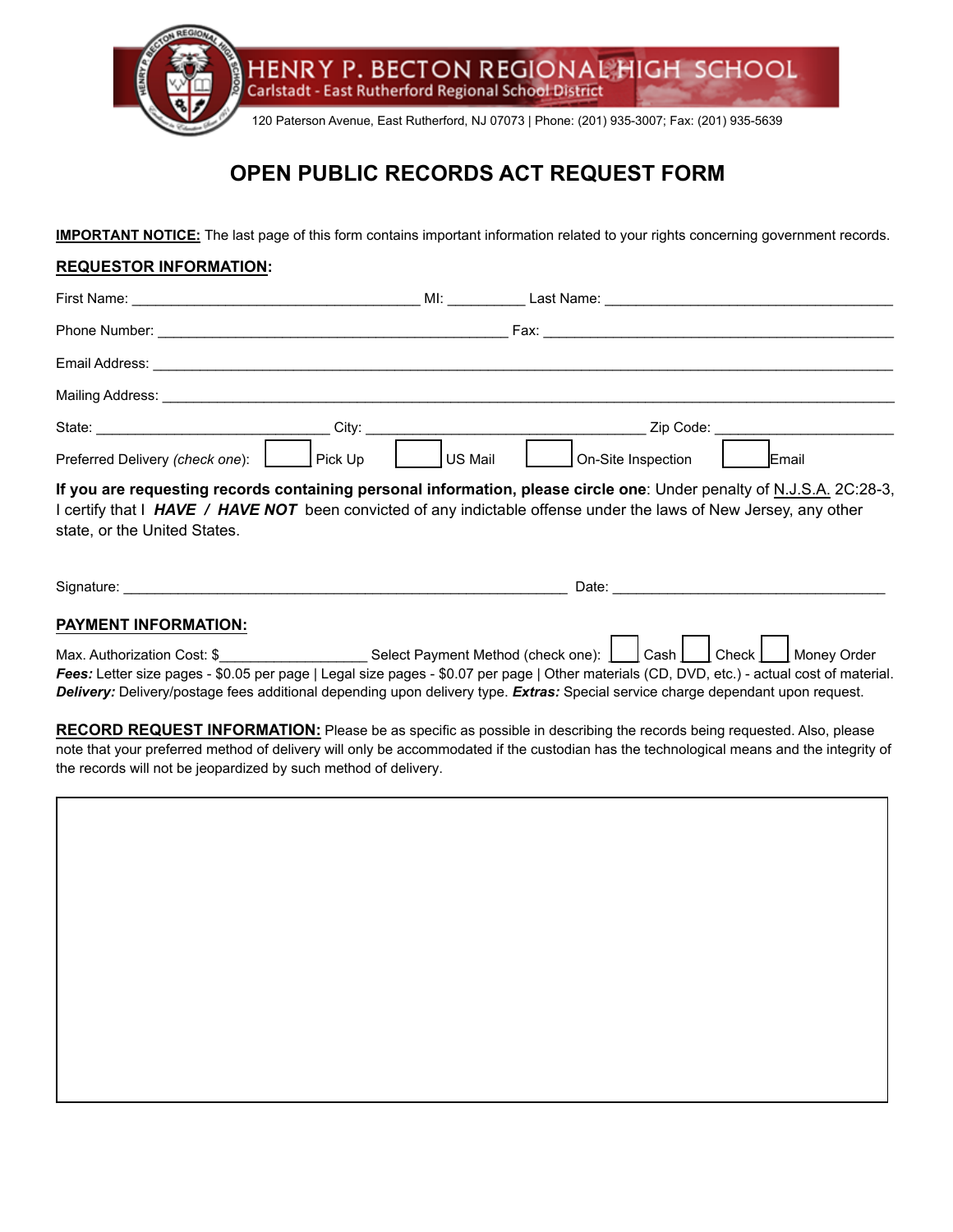# HENRY P. BECTON REGIONAL HIGH SCHOOL

Carlstadt - East Rutherford Regional School District

120 Paterson Avenue, East Rutherford, NJ 07073 | Phone: (201) 935-3007; Fax: (201) 935-5639

## OPEN PUBLIC RECORDS ACT REQUEST FORM

**IMPORTANT NOTICE:** The last page of this form contains important information related to your rights concerning government records.

### REQUESTOR INFORMATION:

First Name: ____________________ MI: ________ Last Name: ____________________

Phone Number: ____________________ Fax: ____________________

Email Address: ________________________________________

Mailing Address: ________________________________________

State: ______________ City: ____________________ Zip Code: ______________

Preferred Delivery *(check one)*: ☐ Pick Up ☐ US Mail ☐ On-Site Inspection ☐ Email

**If you are requesting records containing personal information, please circle one**: Under penalty of N.J.S.A. 2C:28-3, I certify that I ***HAVE / HAVE NOT*** been convicted of any indictable offense under the laws of New Jersey, any other state, or the United States.

Signature: ______________________________ Date: ____________________

### PAYMENT INFORMATION:

Max. Authorization Cost: $______________ Select Payment Method (check one): ☐ Cash ☐ Check ☐ Money Order

***Fees:*** Letter size pages - $0.05 per page | Legal size pages - $0.07 per page | Other materials (CD, DVD, etc.) - actual cost of material.
***Delivery:*** Delivery/postage fees additional depending upon delivery type. ***Extras:*** Special service charge dependant upon request.

**RECORD REQUEST INFORMATION:** Please be as specific as possible in describing the records being requested. Also, please note that your preferred method of delivery will only be accommodated if the custodian has the technological means and the integrity of the records will not be jeopardized by such method of delivery.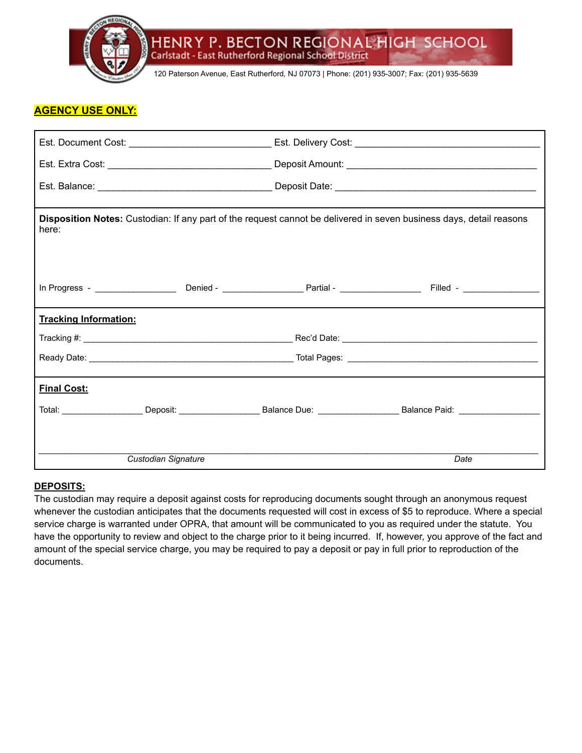# HENRY P. BECTON REGIONAL HIGH SCHOOL

Carlstadt - East Rutherford Regional School District

120 Paterson Avenue, East Rutherford, NJ 07073 | Phone: (201) 935-3007; Fax: (201) 935-5639

**AGENCY USE ONLY:**

Est. Document Cost: ____________________________ Est. Delivery Cost: ____________________________

Est. Extra Cost: ____________________________ Deposit Amount: ____________________________

Est. Balance: ____________________________ Deposit Date: ____________________________

**Disposition Notes:** Custodian: If any part of the request cannot be delivered in seven business days, detail reasons here:

In Progress - ________________ Denied - ________________ Partial - ________________ Filled - ________________

**Tracking Information:**

Tracking #: ____________________________ Rec'd Date: ____________________________

Ready Date: ____________________________ Total Pages: ____________________________

**Final Cost:**

Total: ________________ Deposit: ________________ Balance Due: ________________ Balance Paid: ________________

_____________________________________________________________________________

*Custodian Signature* *Date*

**DEPOSITS:**

The custodian may require a deposit against costs for reproducing documents sought through an anonymous request whenever the custodian anticipates that the documents requested will cost in excess of $5 to reproduce. Where a special service charge is warranted under OPRA, that amount will be communicated to you as required under the statute. You have the opportunity to review and object to the charge prior to it being incurred. If, however, you approve of the fact and amount of the special service charge, you may be required to pay a deposit or pay in full prior to reproduction of the documents.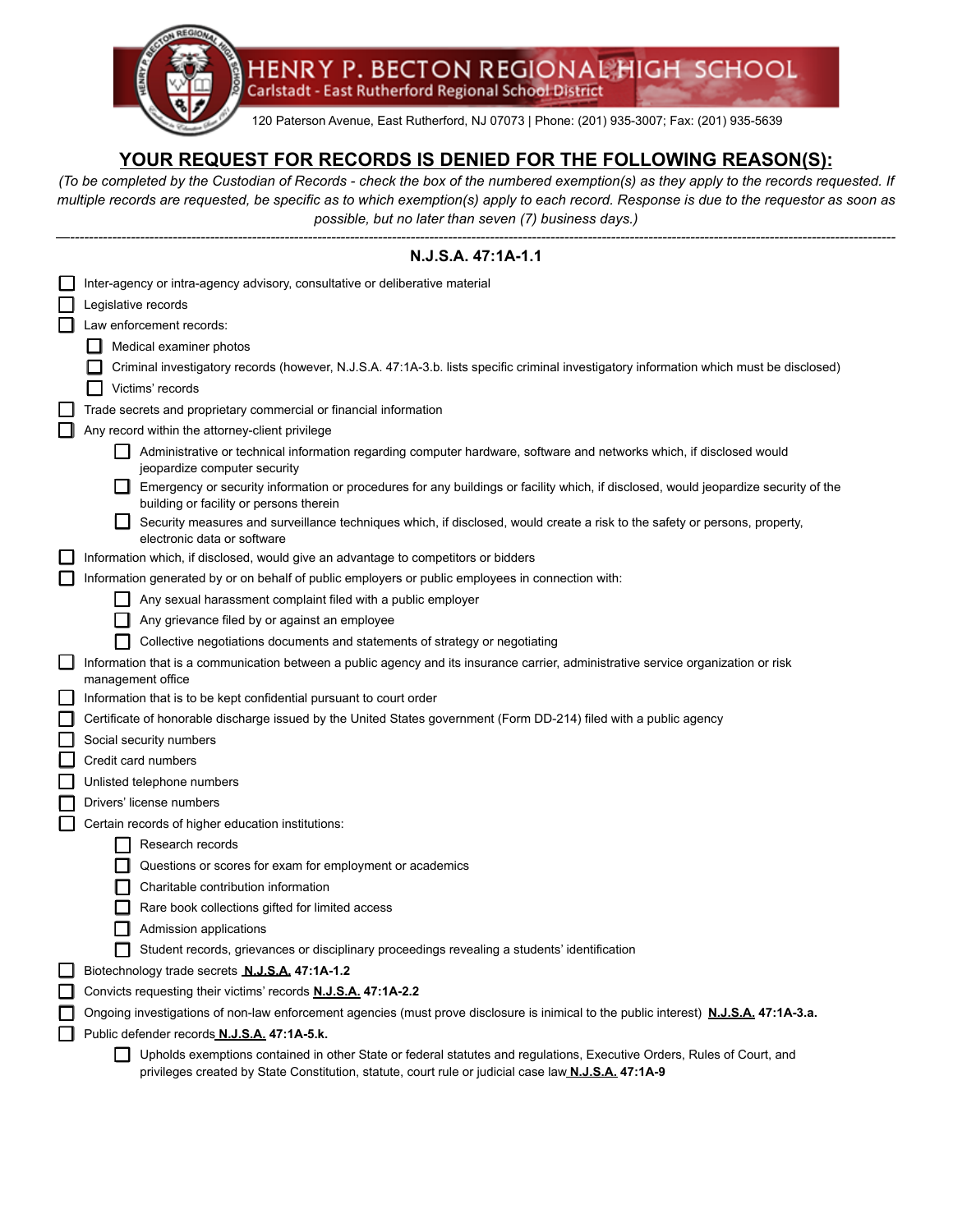HENRY P. BECTON REGIONAL HIGH SCHOOL
Carlstadt - East Rutherford Regional School District

120 Paterson Avenue, East Rutherford, NJ 07073 | Phone: (201) 935-3007; Fax: (201) 935-5639

## YOUR REQUEST FOR RECORDS IS DENIED FOR THE FOLLOWING REASON(S):

*(To be completed by the Custodian of Records - check the box of the numbered exemption(s) as they apply to the records requested. If multiple records are requested, be specific as to which exemption(s) apply to each record. Response is due to the requestor as soon as possible, but no later than seven (7) business days.)*

---

### N.J.S.A. 47:1A-1.1

- ☐ Inter-agency or intra-agency advisory, consultative or deliberative material
- ☐ Legislative records
- ☐ Law enforcement records:
  - ☐ Medical examiner photos
  - ☐ Criminal investigatory records (however, N.J.S.A. 47:1A-3.b. lists specific criminal investigatory information which must be disclosed)
  - ☐ Victims' records
- ☐ Trade secrets and proprietary commercial or financial information
- ☐ Any record within the attorney-client privilege
  - ☐ Administrative or technical information regarding computer hardware, software and networks which, if disclosed would jeopardize computer security
  - ☐ Emergency or security information or procedures for any buildings or facility which, if disclosed, would jeopardize security of the building or facility or persons therein
  - ☐ Security measures and surveillance techniques which, if disclosed, would create a risk to the safety or persons, property, electronic data or software
- ☐ Information which, if disclosed, would give an advantage to competitors or bidders
- ☐ Information generated by or on behalf of public employers or public employees in connection with:
  - ☐ Any sexual harassment complaint filed with a public employer
  - ☐ Any grievance filed by or against an employee
  - ☐ Collective negotiations documents and statements of strategy or negotiating
- ☐ Information that is a communication between a public agency and its insurance carrier, administrative service organization or risk management office
- ☐ Information that is to be kept confidential pursuant to court order
- ☐ Certificate of honorable discharge issued by the United States government (Form DD-214) filed with a public agency
- ☐ Social security numbers
- ☐ Credit card numbers
- ☐ Unlisted telephone numbers
- ☐ Drivers' license numbers
- ☐ Certain records of higher education institutions:
  - ☐ Research records
  - ☐ Questions or scores for exam for employment or academics
  - ☐ Charitable contribution information
  - ☐ Rare book collections gifted for limited access
  - ☐ Admission applications
  - ☐ Student records, grievances or disciplinary proceedings revealing a students' identification
- ☐ Biotechnology trade secrets **N.J.S.A. 47:1A-1.2**
- ☐ Convicts requesting their victims' records **N.J.S.A. 47:1A-2.2**
- ☐ Ongoing investigations of non-law enforcement agencies (must prove disclosure is inimical to the public interest) **N.J.S.A. 47:1A-3.a.**
- ☐ Public defender records **N.J.S.A. 47:1A-5.k.**
  - ☐ Upholds exemptions contained in other State or federal statutes and regulations, Executive Orders, Rules of Court, and privileges created by State Constitution, statute, court rule or judicial case law **N.J.S.A. 47:1A-9**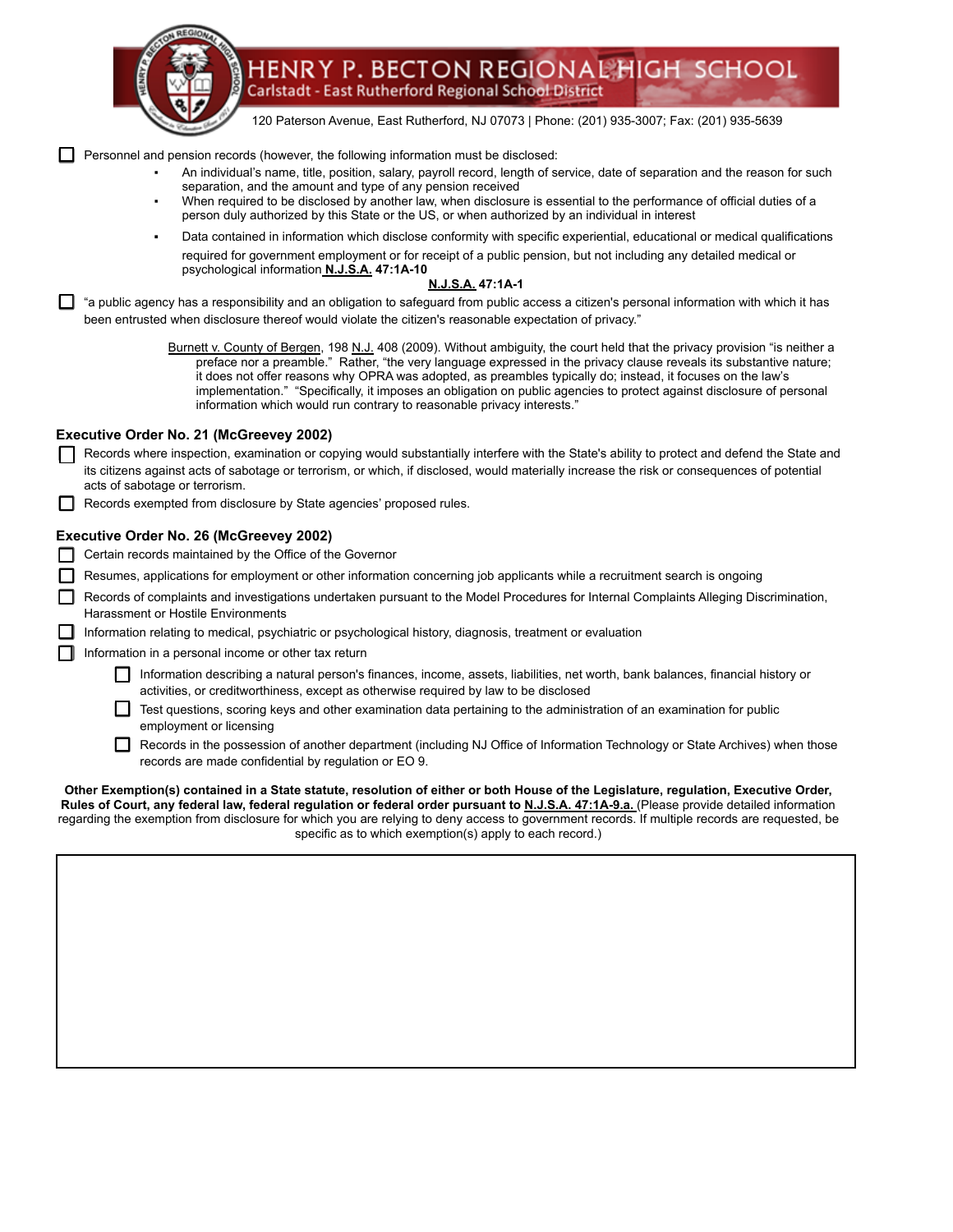- [ ] Personnel and pension records (however, the following information must be disclosed:
  - An individual's name, title, position, salary, payroll record, length of service, date of separation and the reason for such separation, and the amount and type of any pension received
  - When required to be disclosed by another law, when disclosure is essential to the performance of official duties of a person duly authorized by this State or the US, or when authorized by an individual in interest
  - Data contained in information which disclose conformity with specific experiential, educational or medical qualifications required for government employment or for receipt of a public pension, but not including any detailed medical or psychological information **N.J.S.A. 47:1A-10**

**N.J.S.A. 47:1A-1**

- [ ] "a public agency has a responsibility and an obligation to safeguard from public access a citizen's personal information with which it has been entrusted when disclosure thereof would violate the citizen's reasonable expectation of privacy."

> Burnett v. County of Bergen, 198 N.J. 408 (2009). Without ambiguity, the court held that the privacy provision "is neither a preface nor a preamble." Rather, "the very language expressed in the privacy clause reveals its substantive nature; it does not offer reasons why OPRA was adopted, as preambles typically do; instead, it focuses on the law's implementation." "Specifically, it imposes an obligation on public agencies to protect against disclosure of personal information which would run contrary to reasonable privacy interests."

### Executive Order No. 21 (McGreevey 2002)

- [ ] Records where inspection, examination or copying would substantially interfere with the State's ability to protect and defend the State and its citizens against acts of sabotage or terrorism, or which, if disclosed, would materially increase the risk or consequences of potential acts of sabotage or terrorism.
- [ ] Records exempted from disclosure by State agencies' proposed rules.

### Executive Order No. 26 (McGreevey 2002)

- [ ] Certain records maintained by the Office of the Governor
- [ ] Resumes, applications for employment or other information concerning job applicants while a recruitment search is ongoing
- [ ] Records of complaints and investigations undertaken pursuant to the Model Procedures for Internal Complaints Alleging Discrimination, Harassment or Hostile Environments
- [ ] Information relating to medical, psychiatric or psychological history, diagnosis, treatment or evaluation
- [ ] Information in a personal income or other tax return
  - [ ] Information describing a natural person's finances, income, assets, liabilities, net worth, bank balances, financial history or activities, or creditworthiness, except as otherwise required by law to be disclosed
  - [ ] Test questions, scoring keys and other examination data pertaining to the administration of an examination for public employment or licensing
  - [ ] Records in the possession of another department (including NJ Office of Information Technology or State Archives) when those records are made confidential by regulation or EO 9.

**Other Exemption(s) contained in a State statute, resolution of either or both House of the Legislature, regulation, Executive Order, Rules of Court, any federal law, federal regulation or federal order pursuant to N.J.S.A. 47:1A-9.a.** (Please provide detailed information regarding the exemption from disclosure for which you are relying to deny access to government records. If multiple records are requested, be specific as to which exemption(s) apply to each record.)

| |
|---|
| |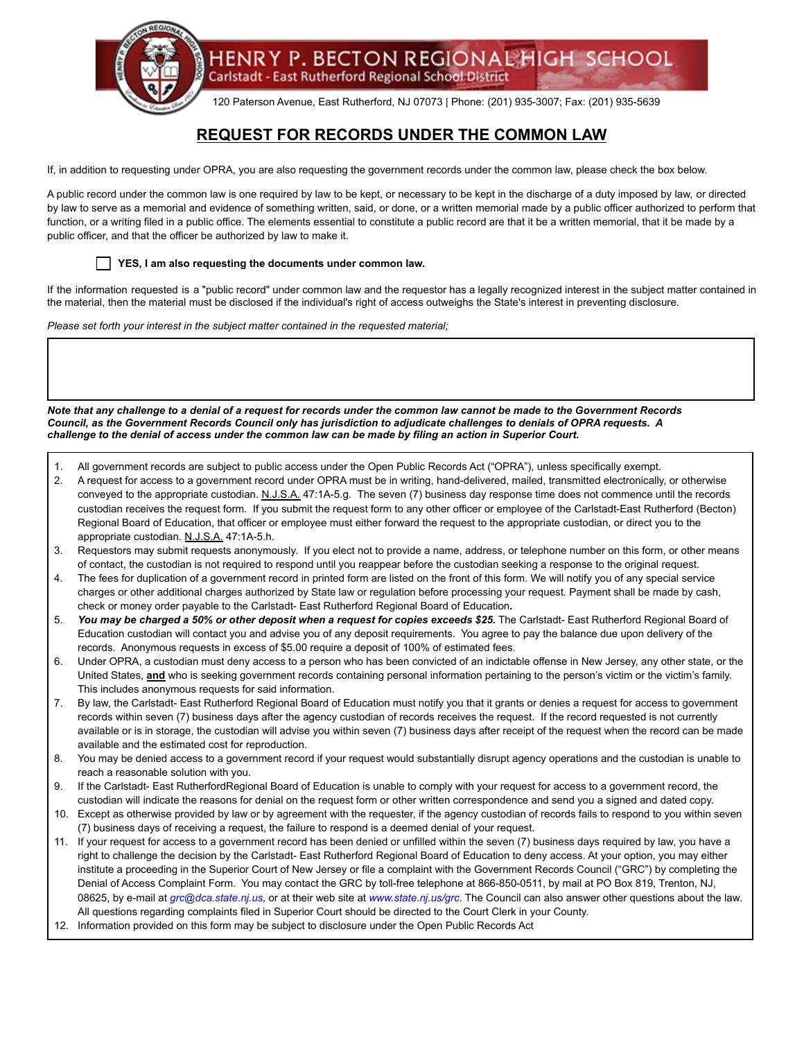# HENRY P. BECTON REGIONAL HIGH SCHOOL

Carlstadt - East Rutherford Regional School District

120 Paterson Avenue, East Rutherford, NJ 07073 | Phone: (201) 935-3007; Fax: (201) 935-5639

## REQUEST FOR RECORDS UNDER THE COMMON LAW

If, in addition to requesting under OPRA, you are also requesting the government records under the common law, please check the box below.

A public record under the common law is one required by law to be kept, or necessary to be kept in the discharge of a duty imposed by law, or directed by law to serve as a memorial and evidence of something written, said, or done, or a written memorial made by a public officer authorized to perform that function, or a writing filed in a public office. The elements essential to constitute a public record are that it be a written memorial, that it be made by a public officer, and that the officer be authorized by law to make it.

☐ **YES, I am also requesting the documents under common law.**

If the information requested is a "public record" under common law and the requestor has a legally recognized interest in the subject matter contained in the material, then the material must be disclosed if the individual's right of access outweighs the State's interest in preventing disclosure.

*Please set forth your interest in the subject matter contained in the requested material;*

***Note that any challenge to a denial of a request for records under the common law cannot be made to the Government Records Council, as the Government Records Council only has jurisdiction to adjudicate challenges to denials of OPRA requests. A challenge to the denial of access under the common law can be made by filing an action in Superior Court.***

1. All government records are subject to public access under the Open Public Records Act ("OPRA"), unless specifically exempt.
2. A request for access to a government record under OPRA must be in writing, hand-delivered, mailed, transmitted electronically, or otherwise conveyed to the appropriate custodian. N.J.S.A. 47:1A-5.g. The seven (7) business day response time does not commence until the records custodian receives the request form. If you submit the request form to any other officer or employee of the Carlstadt-East Rutherford (Becton) Regional Board of Education, that officer or employee must either forward the request to the appropriate custodian, or direct you to the appropriate custodian. N.J.S.A. 47:1A-5.h.
3. Requestors may submit requests anonymously. If you elect not to provide a name, address, or telephone number on this form, or other means of contact, the custodian is not required to respond until you reappear before the custodian seeking a response to the original request.
4. The fees for duplication of a government record in printed form are listed on the front of this form. We will notify you of any special service charges or other additional charges authorized by State law or regulation before processing your request. Payment shall be made by cash, check or money order payable to the Carlstadt- East Rutherford Regional Board of Education**.**
5. ***You may be charged a 50% or other deposit when a request for copies exceeds $25.*** The Carlstadt- East Rutherford Regional Board of Education custodian will contact you and advise you of any deposit requirements. You agree to pay the balance due upon delivery of the records. Anonymous requests in excess of $5.00 require a deposit of 100% of estimated fees.
6. Under OPRA, a custodian must deny access to a person who has been convicted of an indictable offense in New Jersey, any other state, or the United States, **and** who is seeking government records containing personal information pertaining to the person's victim or the victim's family. This includes anonymous requests for said information.
7. By law, the Carlstadt- East Rutherford Regional Board of Education must notify you that it grants or denies a request for access to government records within seven (7) business days after the agency custodian of records receives the request. If the record requested is not currently available or is in storage, the custodian will advise you within seven (7) business days after receipt of the request when the record can be made available and the estimated cost for reproduction.
8. You may be denied access to a government record if your request would substantially disrupt agency operations and the custodian is unable to reach a reasonable solution with you.
9. If the Carlstadt- East RutherfordRegional Board of Education is unable to comply with your request for access to a government record, the custodian will indicate the reasons for denial on the request form or other written correspondence and send you a signed and dated copy.
10. Except as otherwise provided by law or by agreement with the requester, if the agency custodian of records fails to respond to you within seven (7) business days of receiving a request, the failure to respond is a deemed denial of your request.
11. If your request for access to a government record has been denied or unfilled within the seven (7) business days required by law, you have a right to challenge the decision by the Carlstadt- East Rutherford Regional Board of Education to deny access. At your option, you may either institute a proceeding in the Superior Court of New Jersey or file a complaint with the Government Records Council ("GRC") by completing the Denial of Access Complaint Form. You may contact the GRC by toll-free telephone at 866-850-0511, by mail at PO Box 819, Trenton, NJ, 08625, by e-mail at *grc@dca.state.nj.us,* or at their web site at *www.state.nj.us/grc*. The Council can also answer other questions about the law. All questions regarding complaints filed in Superior Court should be directed to the Court Clerk in your County.
12. Information provided on this form may be subject to disclosure under the Open Public Records Act